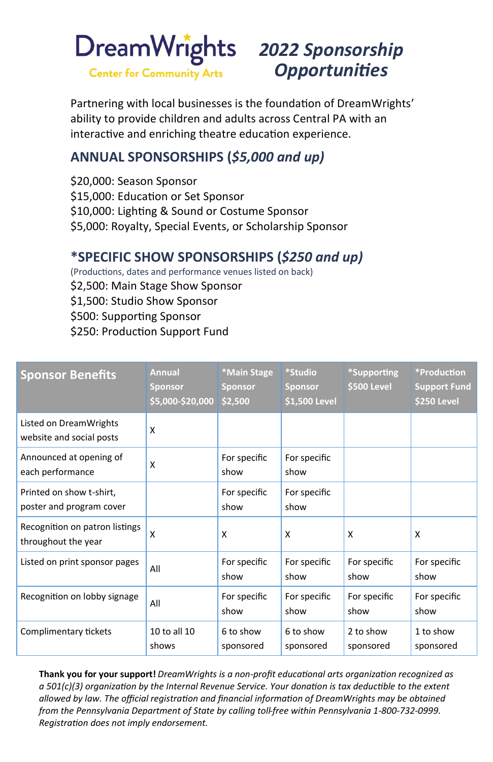# DreamWrights

Center for Community Arts

## *2022 Sponsorship Opportunities*

Partnering with local businesses is the foundation of DreamWrights' ability to provide children and adults across Central PA with an interactive and enriching theatre education experience.

## ANNUAL SPONSORSHIPS (*$5,000 and up*)

$20,000: Season Sponsor
$15,000: Education or Set Sponsor
$10,000: Lighting & Sound or Costume Sponsor
$5,000: Royalty, Special Events, or Scholarship Sponsor

## *SPECIFIC SHOW SPONSORSHIPS (*$250 and up*)

(Productions, dates and performance venues listed on back)

$2,500: Main Stage Show Sponsor
$1,500: Studio Show Sponsor
$500: Supporting Sponsor
$250: Production Support Fund

| Sponsor Benefits | Annual Sponsor $5,000-$20,000 | *Main Stage Sponsor $2,500 | *Studio Sponsor $1,500 Level | *Supporting $500 Level | *Production Support Fund $250 Level |
|---|---|---|---|---|---|
| Listed on DreamWrights website and social posts | X | | | | |
| Announced at opening of each performance | X | For specific show | For specific show | | |
| Printed on show t-shirt, poster and program cover | | For specific show | For specific show | | |
| Recognition on patron listings throughout the year | X | X | X | X | X |
| Listed on print sponsor pages | All | For specific show | For specific show | For specific show | For specific show |
| Recognition on lobby signage | All | For specific show | For specific show | For specific show | For specific show |
| Complimentary tickets | 10 to all 10 shows | 6 to show sponsored | 6 to show sponsored | 2 to show sponsored | 1 to show sponsored |

**Thank you for your support!** *DreamWrights is a non-profit educational arts organization recognized as a 501(c)(3) organization by the Internal Revenue Service. Your donation is tax deductible to the extent allowed by law. The official registration and financial information of DreamWrights may be obtained from the Pennsylvania Department of State by calling toll-free within Pennsylvania 1-800-732-0999. Registration does not imply endorsement.*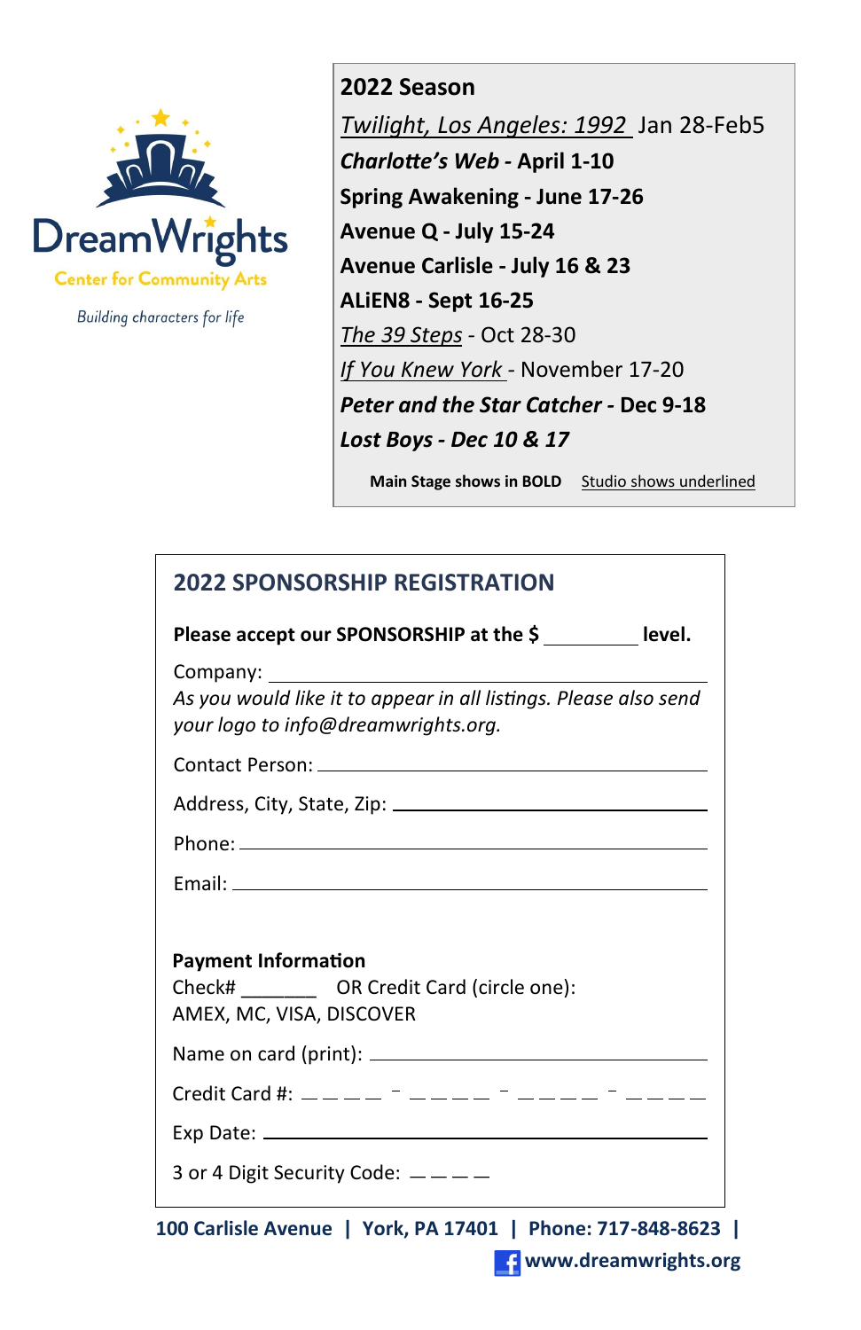DreamWrights

Center for Community Arts

*Building characters for life*

## 2022 Season

Twilight, Los Angeles: 1992 Jan 28-Feb5

***Charlotte's Web* - April 1-10**

**Spring Awakening - June 17-26**

**Avenue Q - July 15-24**

**Avenue Carlisle - July 16 & 23**

**ALiEN8 - Sept 16-25**

The 39 Steps - Oct 28-30

*If You Knew York* - November 17-20

***Peter and the Star Catcher* - Dec 9-18**

***Lost Boys - Dec 10 & 17***

**Main Stage shows in BOLD** Studio shows underlined

## 2022 SPONSORSHIP REGISTRATION

**Please accept our SPONSORSHIP at the $ ________ level.**

Company: ______________________________

*As you would like it to appear in all listings. Please also send your logo to info@dreamwrights.org.*

Contact Person: ______________________________

Address, City, State, Zip: ______________________________

Phone: ______________________________

Email: ______________________________

**Payment Information**

Check# _______ OR Credit Card (circle one):
AMEX, MC, VISA, DISCOVER

Name on card (print): ______________________________

Credit Card #: _ _ _ _ - _ _ _ _ - _ _ _ _ - _ _ _ _

Exp Date: ______________________________

3 or 4 Digit Security Code: _ _ _ _

**100 Carlisle Avenue | York, PA 17401 | Phone: 717-848-8623 | www.dreamwrights.org**